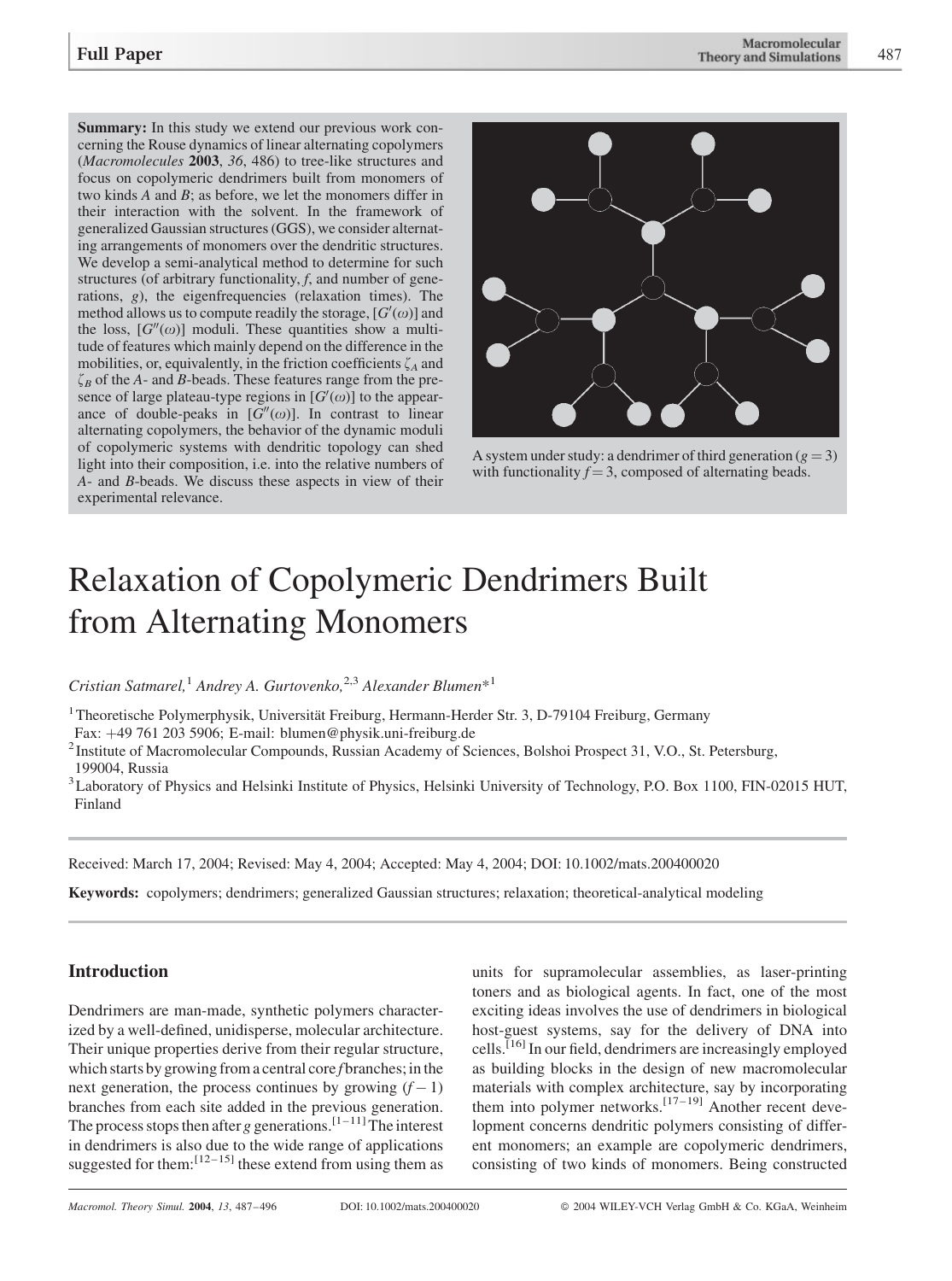**Summary:** In this study we extend our previous work concerning the Rouse dynamics of linear alternating copolymers (*Macromolecules* **2003**, *36*, 486) to tree-like structures and focus on copolymeric dendrimers built from monomers of two kinds *A* and *B*; as before, we let the monomers differ in their interaction with the solvent. In the framework of generalized Gaussian structures (GGS), we consider alternating arrangements of monomers over the dendritic structures. We develop a semi-analytical method to determine for such structures (of arbitrary functionality, *f*, and number of generations, *g*), the eigenfrequencies (relaxation times). The method allows us to compute readily the storage, $[G'(\omega)]$ and the loss, $[G''(\omega)]$ moduli. These quantities show a multitude of features which mainly depend on the difference in the mobilities, or, equivalently, in the friction coefficients $\zeta_A$ and $\zeta_B$ of the *A*- and *B*-beads. These features range from the presence of large plateau-type regions in $[G'(\omega)]$ to the appearance of double-peaks in $[G''(\omega)]$. In contrast to linear alternating copolymers, the behavior of the dynamic moduli of copolymeric systems with dendritic topology can shed light into their composition, i.e. into the relative numbers of *A*- and *B*-beads. We discuss these aspects in view of their experimental relevance.

A system under study: a dendrimer of third generation ($g = 3$) with functionality $f = 3$, composed of alternating beads.

# Relaxation of Copolymeric Dendrimers Built from Alternating Monomers

*Cristian Satmarel,*[1] *Andrey A. Gurtovenko,*[2,3] *Alexander Blumen**[1]

[1] Theoretische Polymerphysik, Universität Freiburg, Hermann-Herder Str. 3, D-79104 Freiburg, Germany
Fax: +49 761 203 5906; E-mail: blumen@physik.uni-freiburg.de

[2] Institute of Macromolecular Compounds, Russian Academy of Sciences, Bolshoi Prospect 31, V.O., St. Petersburg, 199004, Russia

[3] Laboratory of Physics and Helsinki Institute of Physics, Helsinki University of Technology, P.O. Box 1100, FIN-02015 HUT, Finland

Received: March 17, 2004; Revised: May 4, 2004; Accepted: May 4, 2004; DOI: 10.1002/mats.200400020

**Keywords:** copolymers; dendrimers; generalized Gaussian structures; relaxation; theoretical-analytical modeling

## Introduction

Dendrimers are man-made, synthetic polymers characterized by a well-defined, unidisperse, molecular architecture. Their unique properties derive from their regular structure, which starts by growing from a central core *f* branches; in the next generation, the process continues by growing $(f-1)$ branches from each site added in the previous generation. The process stops then after *g* generations.[1–11] The interest in dendrimers is also due to the wide range of applications suggested for them:[12–15] these extend from using them as units for supramolecular assemblies, as laser-printing toners and as biological agents. In fact, one of the most exciting ideas involves the use of dendrimers in biological host-guest systems, say for the delivery of DNA into cells.[16] In our field, dendrimers are increasingly employed as building blocks in the design of new macromolecular materials with complex architecture, say by incorporating them into polymer networks.[17–19] Another recent development concerns dendritic polymers consisting of different monomers; an example are copolymeric dendrimers, consisting of two kinds of monomers. Being constructed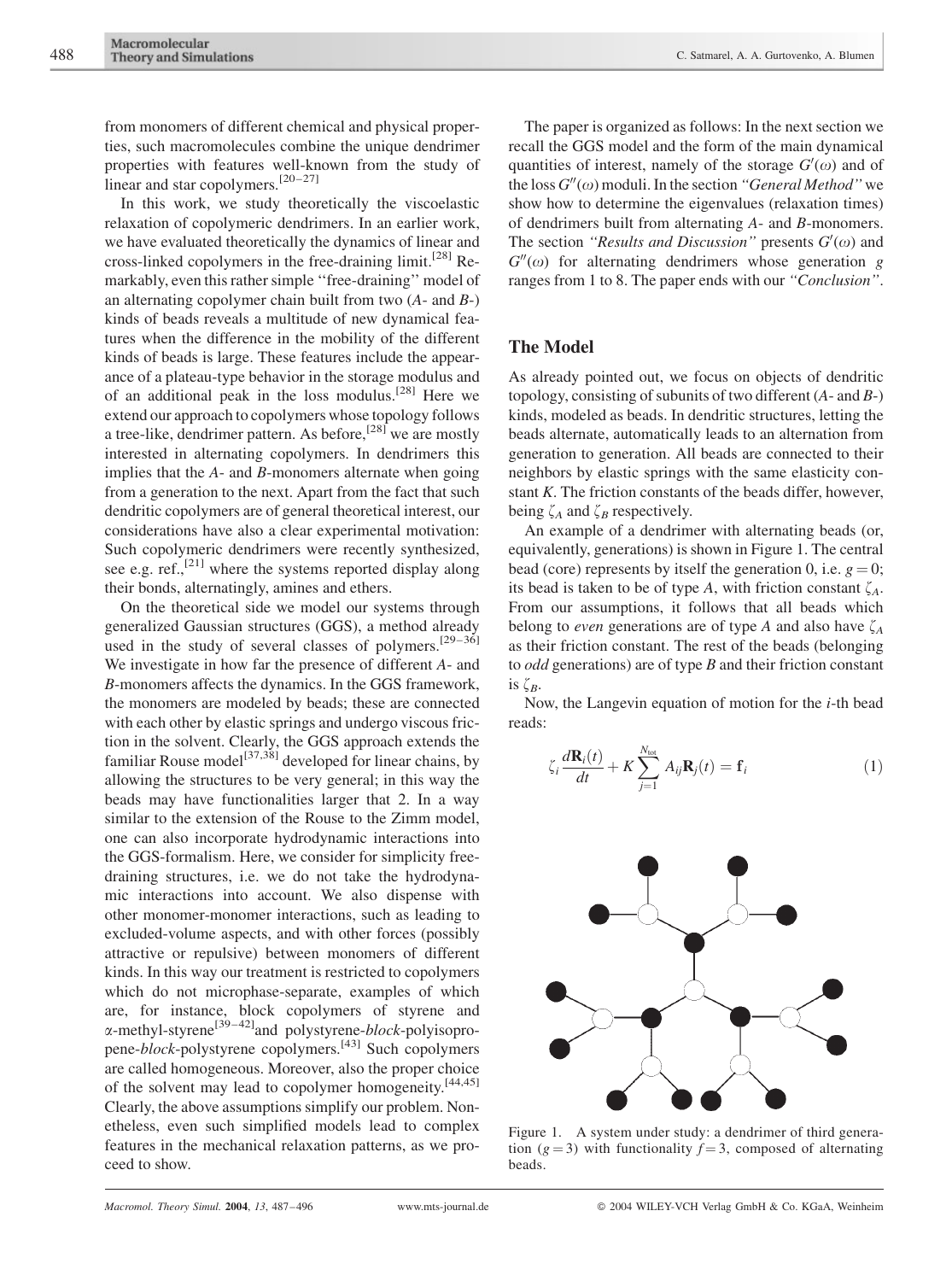from monomers of different chemical and physical properties, such macromolecules combine the unique dendrimer properties with features well-known from the study of linear and star copolymers.[20–27]

In this work, we study theoretically the viscoelastic relaxation of copolymeric dendrimers. In an earlier work, we have evaluated theoretically the dynamics of linear and cross-linked copolymers in the free-draining limit.[28] Remarkably, even this rather simple ''free-draining'' model of an alternating copolymer chain built from two (*A*- and *B*-) kinds of beads reveals a multitude of new dynamical features when the difference in the mobility of the different kinds of beads is large. These features include the appearance of a plateau-type behavior in the storage modulus and of an additional peak in the loss modulus.[28] Here we extend our approach to copolymers whose topology follows a tree-like, dendrimer pattern. As before,[28] we are mostly interested in alternating copolymers. In dendrimers this implies that the *A*- and *B*-monomers alternate when going from a generation to the next. Apart from the fact that such dendritic copolymers are of general theoretical interest, our considerations have also a clear experimental motivation: Such copolymeric dendrimers were recently synthesized, see e.g. ref.,[21] where the systems reported display along their bonds, alternatingly, amines and ethers.

On the theoretical side we model our systems through generalized Gaussian structures (GGS), a method already used in the study of several classes of polymers.[29–36] We investigate in how far the presence of different *A*- and *B*-monomers affects the dynamics. In the GGS framework, the monomers are modeled by beads; these are connected with each other by elastic springs and undergo viscous friction in the solvent. Clearly, the GGS approach extends the familiar Rouse model[37,38] developed for linear chains, by allowing the structures to be very general; in this way the beads may have functionalities larger that 2. In a way similar to the extension of the Rouse to the Zimm model, one can also incorporate hydrodynamic interactions into the GGS-formalism. Here, we consider for simplicity free-draining structures, i.e. we do not take the hydrodynamic interactions into account. We also dispense with other monomer-monomer interactions, such as leading to excluded-volume aspects, and with other forces (possibly attractive or repulsive) between monomers of different kinds. In this way our treatment is restricted to copolymers which do not microphase-separate, examples of which are, for instance, block copolymers of styrene and α-methyl-styrene[39–42] and polystyrene-*block*-polyisoprene-*block*-polystyrene copolymers.[43] Such copolymers are called homogeneous. Moreover, also the proper choice of the solvent may lead to copolymer homogeneity.[44,45] Clearly, the above assumptions simplify our problem. Nonetheless, even such simplified models lead to complex features in the mechanical relaxation patterns, as we proceed to show.

The paper is organized as follows: In the next section we recall the GGS model and the form of the main dynamical quantities of interest, namely of the storage $G'(\omega)$ and of the loss $G''(\omega)$ moduli. In the section *''General Method''* we show how to determine the eigenvalues (relaxation times) of dendrimers built from alternating *A*- and *B*-monomers. The section *''Results and Discussion''* presents $G'(\omega)$ and $G''(\omega)$ for alternating dendrimers whose generation $g$ ranges from 1 to 8. The paper ends with our *''Conclusion''*.

## The Model

As already pointed out, we focus on objects of dendritic topology, consisting of subunits of two different (*A*- and *B*-) kinds, modeled as beads. In dendritic structures, letting the beads alternate, automatically leads to an alternation from generation to generation. All beads are connected to their neighbors by elastic springs with the same elasticity constant $K$. The friction constants of the beads differ, however, being $\zeta_A$ and $\zeta_B$ respectively.

An example of a dendrimer with alternating beads (or, equivalently, generations) is shown in Figure 1. The central bead (core) represents by itself the generation 0, i.e. $g = 0$; its bead is taken to be of type *A*, with friction constant $\zeta_A$. From our assumptions, it follows that all beads which belong to *even* generations are of type *A* and also have $\zeta_A$ as their friction constant. The rest of the beads (belonging to *odd* generations) are of type *B* and their friction constant is $\zeta_B$.

Now, the Langevin equation of motion for the *i*-th bead reads:

$$\zeta_i \frac{d\mathbf{R}_i(t)}{dt} + K \sum_{j=1}^{N_{\text{tot}}} A_{ij} \mathbf{R}_j(t) = \mathbf{f}_i \tag{1}$$

Figure 1. A system under study: a dendrimer of third generation ($g = 3$) with functionality $f = 3$, composed of alternating beads.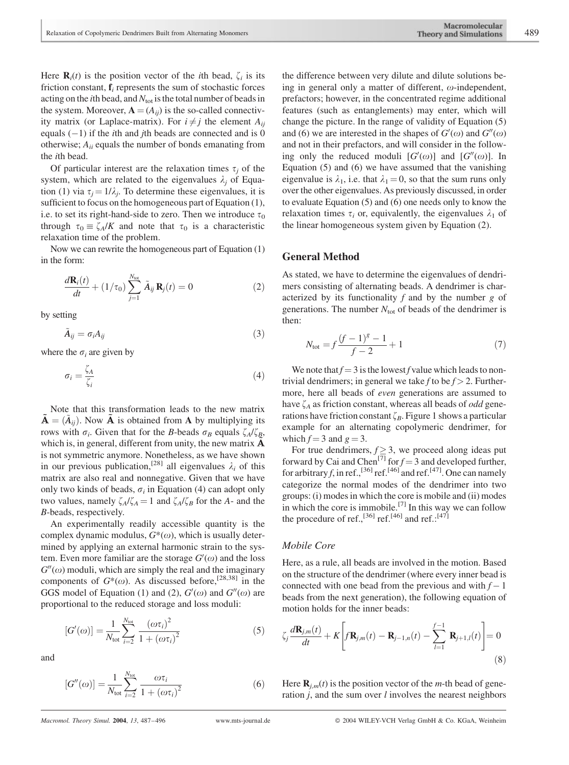Here $\mathbf{R}_i(t)$ is the position vector of the $i$th bead, $\zeta_i$ is its friction constant, $\mathbf{f}_i$ represents the sum of stochastic forces acting on the $i$th bead, and $N_{\text{tot}}$ is the total number of beads in the system. Moreover, $\mathbf{A} = (A_{ij})$ is the so-called connectivity matrix (or Laplace-matrix). For $i \neq j$ the element $A_{ij}$ equals $(-1)$ if the $i$th and $j$th beads are connected and is 0 otherwise; $A_{ii}$ equals the number of bonds emanating from the $i$th bead.

Of particular interest are the relaxation times $\tau_j$ of the system, which are related to the eigenvalues $\lambda_j$ of Equation (1) via $\tau_j = 1/\lambda_j$. To determine these eigenvalues, it is sufficient to focus on the homogeneous part of Equation (1), i.e. to set its right-hand-side to zero. Then we introduce $\tau_0$ through $\tau_0 \equiv \zeta_A/K$ and note that $\tau_0$ is a characteristic relaxation time of the problem.

Now we can rewrite the homogeneous part of Equation (1) in the form:

$$\frac{d\mathbf{R}_i(t)}{dt} + (1/\tau_0) \sum_{j=1}^{N_{\text{tot}}} \tilde{A}_{ij}\, \mathbf{R}_j(t) = 0 \tag{2}$$

by setting

$$\tilde{A}_{ij} = \sigma_i A_{ij} \tag{3}$$

where the $\sigma_i$ are given by

$$\sigma_i = \frac{\zeta_A}{\zeta_i} \tag{4}$$

Note that this transformation leads to the new matrix $\tilde{\mathbf{A}} = (\tilde{A}_{ij})$. Now $\tilde{\mathbf{A}}$ is obtained from $\mathbf{A}$ by multiplying its rows with $\sigma_i$. Given that for the $B$-beads $\sigma_B$ equals $\zeta_A/\zeta_B$, which is, in general, different from unity, the new matrix $\tilde{\mathbf{A}}$ is not symmetric anymore. Nonetheless, as we have shown in our previous publication,[28] all eigenvalues $\lambda_i$ of this matrix are also real and nonnegative. Given that we have only two kinds of beads, $\sigma_i$ in Equation (4) can adopt only two values, namely $\zeta_A/\zeta_A = 1$ and $\zeta_A/\zeta_B$ for the $A$- and the $B$-beads, respectively.

An experimentally readily accessible quantity is the complex dynamic modulus, $G^*(\omega)$, which is usually determined by applying an external harmonic strain to the system. Even more familiar are the storage $G'(\omega)$ and the loss $G''(\omega)$ moduli, which are simply the real and the imaginary components of $G^*(\omega)$. As discussed before,[28,38] in the GGS model of Equation (1) and (2), $G'(\omega)$ and $G''(\omega)$ are proportional to the reduced storage and loss moduli:

$$[G'(\omega)] = \frac{1}{N_{\text{tot}}} \sum_{i=2}^{N_{\text{tot}}} \frac{(\omega\tau_i)^2}{1 + (\omega\tau_i)^2} \tag{5}$$

and

$$[G''(\omega)] = \frac{1}{N_{\text{tot}}} \sum_{i=2}^{N_{\text{tot}}} \frac{\omega\tau_i}{1 + (\omega\tau_i)^2} \tag{6}$$

the difference between very dilute and dilute solutions being in general only a matter of different, $\omega$-independent, prefactors; however, in the concentrated regime additional features (such as entanglements) may enter, which will change the picture. In the range of validity of Equation (5) and (6) we are interested in the shapes of $G'(\omega)$ and $G''(\omega)$ and not in their prefactors, and will consider in the following only the reduced moduli $[G'(\omega)]$ and $[G''(\omega)]$. In Equation (5) and (6) we have assumed that the vanishing eigenvalue is $\lambda_1$, i.e. that $\lambda_1 = 0$, so that the sum runs only over the other eigenvalues. As previously discussed, in order to evaluate Equation (5) and (6) one needs only to know the relaxation times $\tau_i$ or, equivalently, the eigenvalues $\lambda_1$ of the linear homogeneous system given by Equation (2).

## General Method

As stated, we have to determine the eigenvalues of dendrimers consisting of alternating beads. A dendrimer is characterized by its functionality $f$ and by the number $g$ of generations. The number $N_{\text{tot}}$ of beads of the dendrimer is then:

$$N_{\text{tot}} = f\,\frac{(f-1)^g - 1}{f-2} + 1 \tag{7}$$

We note that $f = 3$ is the lowest $f$ value which leads to nontrivial dendrimers; in general we take $f$ to be $f > 2$. Furthermore, here all beads of *even* generations are assumed to have $\zeta_A$ as friction constant, whereas all beads of *odd* generations have friction constant $\zeta_B$. Figure 1 shows a particular example for an alternating copolymeric dendrimer, for which $f = 3$ and $g = 3$.

For true dendrimers, $f \geq 3$, we proceed along ideas put forward by Cai and Chen[7] for $f = 3$ and developed further, for arbitrary $f$, in ref.,[36] ref.[46] and ref.[47]. One can namely categorize the normal modes of the dendrimer into two groups: (i) modes in which the core is mobile and (ii) modes in which the core is immobile.[7] In this way we can follow the procedure of ref.,[36] ref.[46] and ref.:[47]

### Mobile Core

Here, as a rule, all beads are involved in the motion. Based on the structure of the dendrimer (where every inner bead is connected with one bead from the previous and with $f-1$ beads from the next generation), the following equation of motion holds for the inner beads:

$$\zeta_j \frac{d\mathbf{R}_{j,m}(t)}{dt} + K\left[f\mathbf{R}_{j,m}(t) - \mathbf{R}_{j-1,n}(t) - \sum_{l=1}^{f-1} \mathbf{R}_{j+1,l}(t)\right] = 0 \tag{8}$$

Here $\mathbf{R}_{j,m}(t)$ is the position vector of the $m$-th bead of generation $j$, and the sum over $l$ involves the nearest neighbors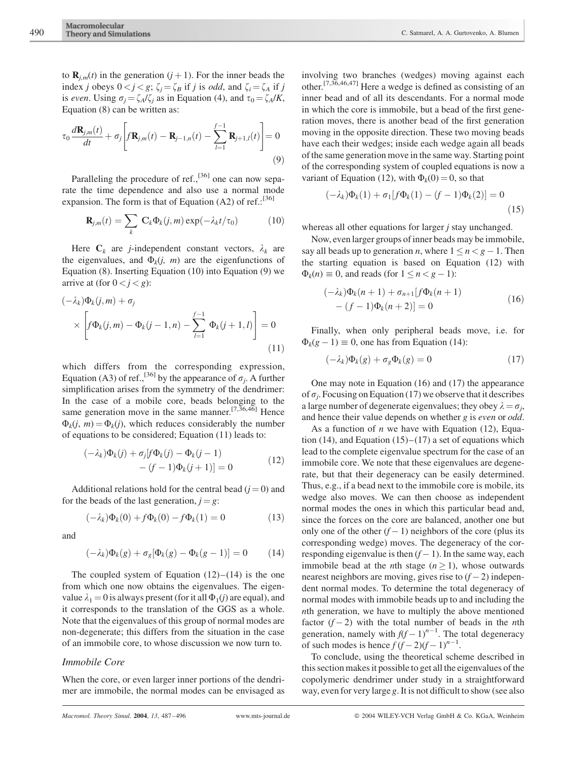to $\mathbf{R}_{j,m}(t)$ in the generation $(j+1)$. For the inner beads the index $j$ obeys $0 < j < g$; $\zeta_j = \zeta_B$ if $j$ is *odd*, and $\zeta_i = \zeta_A$ if $j$ is *even*. Using $\sigma_j = \zeta_A/\zeta_j$ as in Equation (4), and $\tau_0 = \zeta_A/K$, Equation (8) can be written as:

$$\tau_0 \frac{d\mathbf{R}_{j,m}(t)}{dt} + \sigma_j \left[ f\mathbf{R}_{j,m}(t) - \mathbf{R}_{j-1,n}(t) - \sum_{l=1}^{f-1} \mathbf{R}_{j+1,l}(t) \right] = 0 \tag{9}$$

Paralleling the procedure of ref.,[36] one can now separate the time dependence and also use a normal mode expansion. The form is that of Equation (A2) of ref.:[36]

$$\mathbf{R}_{j,m}(t) = \sum_k \mathbf{C}_k \Phi_k(j,m) \exp(-\lambda_k t/\tau_0) \tag{10}$$

Here $\mathbf{C}_k$ are $j$-independent constant vectors, $\lambda_k$ are the eigenvalues, and $\Phi_k(j,\, m)$ are the eigenfunctions of Equation (8). Inserting Equation (10) into Equation (9) we arrive at (for $0 < j < g$):

$$(-\lambda_k)\Phi_k(j,m) + \sigma_j \times \left[ f\Phi_k(j,m) - \Phi_k(j-1,n) - \sum_{l=1}^{f-1} \Phi_k(j+1,l) \right] = 0 \tag{11}$$

which differs from the corresponding expression, Equation (A3) of ref.,[36] by the appearance of $\sigma_j$. A further simplification arises from the symmetry of the dendrimer: In the case of a mobile core, beads belonging to the same generation move in the same manner.[7,36,46] Hence $\Phi_k(j,\, m) = \Phi_k(j)$, which reduces considerably the number of equations to be considered; Equation (11) leads to:

$$(-\lambda_k)\Phi_k(j) + \sigma_j[f\Phi_k(j) - \Phi_k(j-1) - (f-1)\Phi_k(j+1)] = 0 \tag{12}$$

Additional relations hold for the central bead ($j = 0$) and for the beads of the last generation, $j = g$:

$$(-\lambda_k)\Phi_k(0) + f\Phi_k(0) - f\Phi_k(1) = 0 \tag{13}$$

and

$$(-\lambda_k)\Phi_k(g) + \sigma_g[\Phi_k(g) - \Phi_k(g-1)] = 0 \tag{14}$$

The coupled system of Equation (12)–(14) is the one from which one now obtains the eigenvalues. The eigenvalue $\lambda_1 = 0$ is always present (for it all $\Phi_1(j)$ are equal), and it corresponds to the translation of the GGS as a whole. Note that the eigenvalues of this group of normal modes are non-degenerate; this differs from the situation in the case of an immobile core, to whose discussion we now turn to.

### *Immobile Core*

When the core, or even larger inner portions of the dendrimer are immobile, the normal modes can be envisaged as involving two branches (wedges) moving against each other.[7,36,46,47] Here a wedge is defined as consisting of an inner bead and of all its descendants. For a normal mode in which the core is immobile, but a bead of the first generation moves, there is another bead of the first generation moving in the opposite direction. These two moving beads have each their wedges; inside each wedge again all beads of the same generation move in the same way. Starting point of the corresponding system of coupled equations is now a variant of Equation (12), with $\Phi_k(0) = 0$, so that

$$(-\lambda_k)\Phi_k(1) + \sigma_1[f\Phi_k(1) - (f-1)\Phi_k(2)] = 0 \tag{15}$$

whereas all other equations for larger $j$ stay unchanged.

Now, even larger groups of inner beads may be immobile, say all beads up to generation $n$, where $1 \le n < g-1$. Then the starting equation is based on Equation (12) with $\Phi_k(n) \equiv 0$, and reads (for $1 \le n < g-1$):

$$(-\lambda_k)\Phi_k(n+1) + \sigma_{n+1}[f\Phi_k(n+1) - (f-1)\Phi_k(n+2)] = 0 \tag{16}$$

Finally, when only peripheral beads move, i.e. for $\Phi_k(g-1) \equiv 0$, one has from Equation (14):

$$(-\lambda_k)\Phi_k(g) + \sigma_g\Phi_k(g) = 0 \tag{17}$$

One may note in Equation (16) and (17) the appearance of $\sigma_j$. Focusing on Equation (17) we observe that it describes a large number of degenerate eigenvalues; they obey $\lambda = \sigma_j$, and hence their value depends on whether $g$ is *even* or *odd*.

As a function of $n$ we have with Equation (12), Equation (14), and Equation (15)–(17) a set of equations which lead to the complete eigenvalue spectrum for the case of an immobile core. We note that these eigenvalues are degenerate, but that their degeneracy can be easily determined. Thus, e.g., if a bead next to the immobile core is mobile, its wedge also moves. We can then choose as independent normal modes the ones in which this particular bead and, since the forces on the core are balanced, another one but only one of the other $(f-1)$ neighbors of the core (plus its corresponding wedge) moves. The degeneracy of the corresponding eigenvalue is then $(f-1)$. In the same way, each immobile bead at the $n$th stage ($n \ge 1$), whose outwards nearest neighbors are moving, gives rise to $(f-2)$ independent normal modes. To determine the total degeneracy of normal modes with immobile beads up to and including the $n$th generation, we have to multiply the above mentioned factor $(f-2)$ with the total number of beads in the $n$th generation, namely with $f(f-1)^{n-1}$. The total degeneracy of such modes is hence $f(f-2)(f-1)^{n-1}$.

To conclude, using the theoretical scheme described in this section makes it possible to get all the eigenvalues of the copolymeric dendrimer under study in a straightforward way, even for very large $g$. It is not difficult to show (see also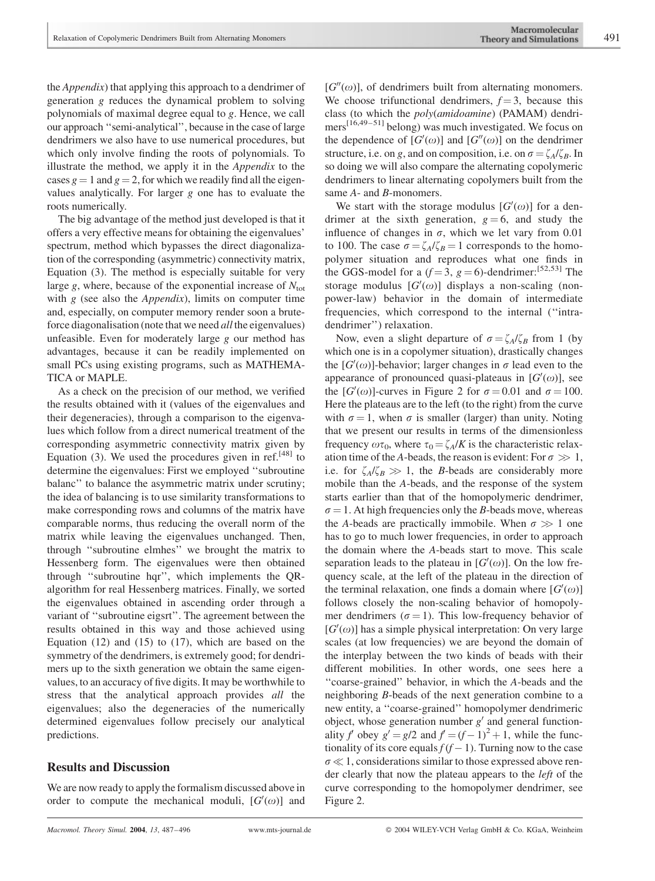the *Appendix*) that applying this approach to a dendrimer of generation $g$ reduces the dynamical problem to solving polynomials of maximal degree equal to $g$. Hence, we call our approach ''semi-analytical'', because in the case of large dendrimers we also have to use numerical procedures, but which only involve finding the roots of polynomials. To illustrate the method, we apply it in the *Appendix* to the cases $g = 1$ and $g = 2$, for which we readily find all the eigenvalues analytically. For larger $g$ one has to evaluate the roots numerically.

The big advantage of the method just developed is that it offers a very effective means for obtaining the eigenvalues' spectrum, method which bypasses the direct diagonalization of the corresponding (asymmetric) connectivity matrix, Equation (3). The method is especially suitable for very large $g$, where, because of the exponential increase of $N_{tot}$ with $g$ (see also the *Appendix*), limits on computer time and, especially, on computer memory render soon a brute-force diagonalisation (note that we need *all* the eigenvalues) unfeasible. Even for moderately large $g$ our method has advantages, because it can be readily implemented on small PCs using existing programs, such as MATHEMATICA or MAPLE.

As a check on the precision of our method, we verified the results obtained with it (values of the eigenvalues and their degeneracies), through a comparison to the eigenvalues which follow from a direct numerical treatment of the corresponding asymmetric connectivity matrix given by Equation (3). We used the procedures given in ref.[48] to determine the eigenvalues: First we employed ''subroutine balanc'' to balance the asymmetric matrix under scrutiny; the idea of balancing is to use similarity transformations to make corresponding rows and columns of the matrix have comparable norms, thus reducing the overall norm of the matrix while leaving the eigenvalues unchanged. Then, through ''subroutine elmhes'' we brought the matrix to Hessenberg form. The eigenvalues were then obtained through ''subroutine hqr'', which implements the QR-algorithm for real Hessenberg matrices. Finally, we sorted the eigenvalues obtained in ascending order through a variant of ''subroutine eigsrt''. The agreement between the results obtained in this way and those achieved using Equation (12) and (15) to (17), which are based on the symmetry of the dendrimers, is extremely good; for dendrimers up to the sixth generation we obtain the same eigenvalues, to an accuracy of five digits. It may be worthwhile to stress that the analytical approach provides *all* the eigenvalues; also the degeneracies of the numerically determined eigenvalues follow precisely our analytical predictions.

## Results and Discussion

We are now ready to apply the formalism discussed above in order to compute the mechanical moduli, $[G'(\omega)]$ and $[G''(\omega)]$, of dendrimers built from alternating monomers. We choose trifunctional dendrimers, $f = 3$, because this class (to which the *poly*(*amidoamine*) (PAMAM) dendrimers[16,49–51] belong) was much investigated. We focus on the dependence of $[G'(\omega)]$ and $[G''(\omega)]$ on the dendrimer structure, i.e. on $g$, and on composition, i.e. on $\sigma = \zeta_A/\zeta_B$. In so doing we will also compare the alternating copolymeric dendrimers to linear alternating copolymers built from the same $A$- and $B$-monomers.

We start with the storage modulus $[G'(\omega)]$ for a dendrimer at the sixth generation, $g = 6$, and study the influence of changes in $\sigma$, which we let vary from 0.01 to 100. The case $\sigma = \zeta_A/\zeta_B = 1$ corresponds to the homopolymer situation and reproduces what one finds in the GGS-model for a ($f = 3$, $g = 6$)-dendrimer:[52,53] The storage modulus $[G'(\omega)]$ displays a non-scaling (non-power-law) behavior in the domain of intermediate frequencies, which correspond to the internal (''intra-dendrimer'') relaxation.

Now, even a slight departure of $\sigma = \zeta_A/\zeta_B$ from 1 (by which one is in a copolymer situation), drastically changes the $[G'(\omega)]$-behavior; larger changes in $\sigma$ lead even to the appearance of pronounced quasi-plateaus in $[G'(\omega)]$, see the $[G'(\omega)]$-curves in Figure 2 for $\sigma = 0.01$ and $\sigma = 100$. Here the plateaus are to the left (to the right) from the curve with $\sigma = 1$, when $\sigma$ is smaller (larger) than unity. Noting that we present our results in terms of the dimensionless frequency $\omega\tau_0$, where $\tau_0 = \zeta_A/K$ is the characteristic relaxation time of the $A$-beads, the reason is evident: For $\sigma \gg 1$, i.e. for $\zeta_A/\zeta_B \gg 1$, the $B$-beads are considerably more mobile than the $A$-beads, and the response of the system starts earlier than that of the homopolymeric dendrimer, $\sigma = 1$. At high frequencies only the $B$-beads move, whereas the $A$-beads are practically immobile. When $\sigma \gg 1$ one has to go to much lower frequencies, in order to approach the domain where the $A$-beads start to move. This scale separation leads to the plateau in $[G'(\omega)]$. On the low frequency scale, at the left of the plateau in the direction of the terminal relaxation, one finds a domain where $[G'(\omega)]$ follows closely the non-scaling behavior of homopolymer dendrimers ($\sigma = 1$). This low-frequency behavior of $[G'(\omega)]$ has a simple physical interpretation: On very large scales (at low frequencies) we are beyond the domain of the interplay between the two kinds of beads with their different mobilities. In other words, one sees here a ''coarse-grained'' behavior, in which the $A$-beads and the neighboring $B$-beads of the next generation combine to a new entity, a ''coarse-grained'' homopolymer dendrimeric object, whose generation number $g'$ and general functionality $f'$ obey $g' = g/2$ and $f' = (f-1)^2 + 1$, while the functionality of its core equals $f(f-1)$. Turning now to the case $\sigma \ll 1$, considerations similar to those expressed above render clearly that now the plateau appears to the *left* of the curve corresponding to the homopolymer dendrimer, see Figure 2.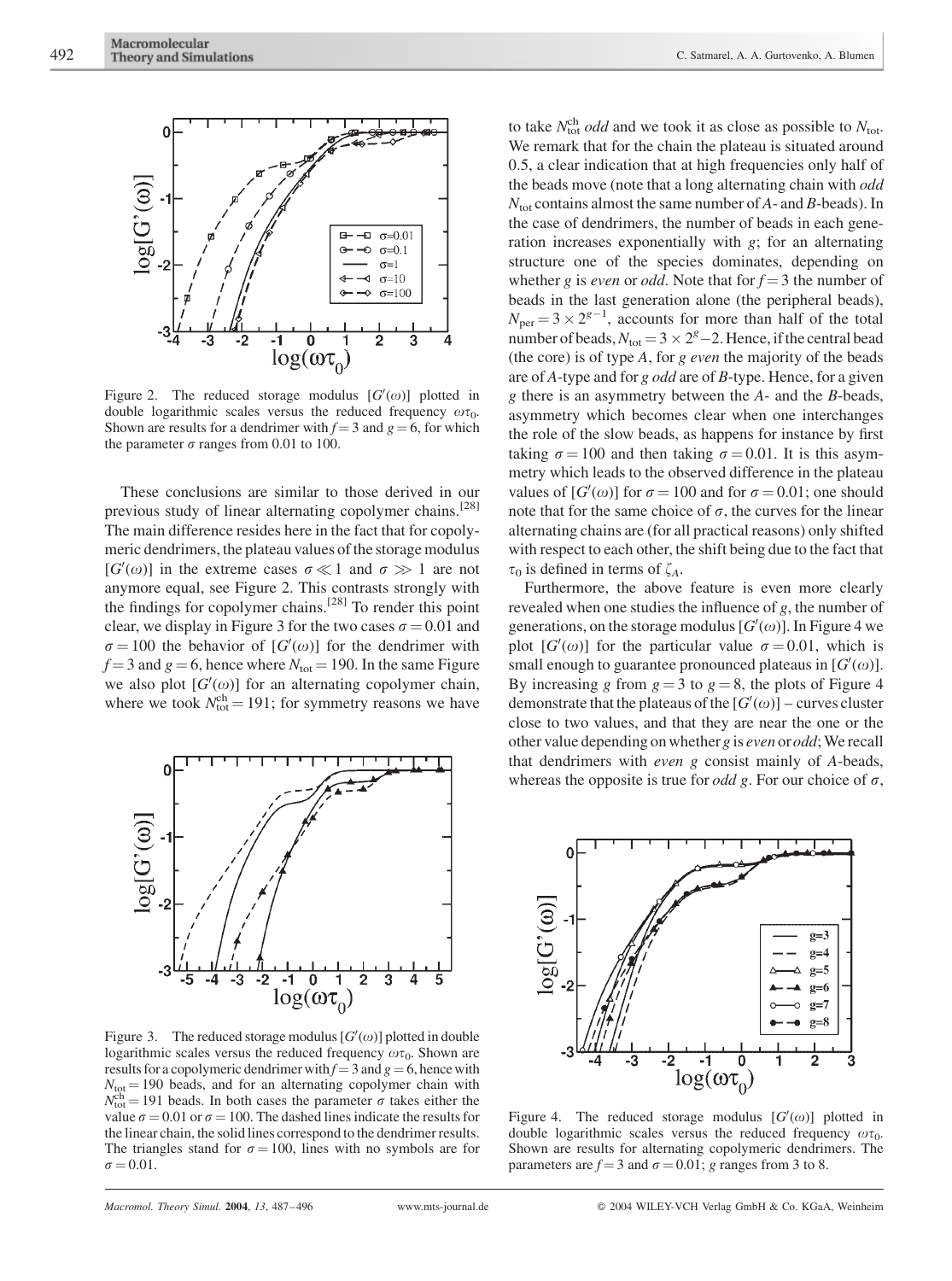Figure 2. The reduced storage modulus $[G'(\omega)]$ plotted in double logarithmic scales versus the reduced frequency $\omega\tau_0$. Shown are results for a dendrimer with $f = 3$ and $g = 6$, for which the parameter $\sigma$ ranges from 0.01 to 100.

These conclusions are similar to those derived in our previous study of linear alternating copolymer chains.[28] The main difference resides here in the fact that for copolymeric dendrimers, the plateau values of the storage modulus $[G'(\omega)]$ in the extreme cases $\sigma \ll 1$ and $\sigma \gg 1$ are not anymore equal, see Figure 2. This contrasts strongly with the findings for copolymer chains.[28] To render this point clear, we display in Figure 3 for the two cases $\sigma = 0.01$ and $\sigma = 100$ the behavior of $[G'(\omega)]$ for the dendrimer with $f = 3$ and $g = 6$, hence where $N_{tot} = 190$. In the same Figure we also plot $[G'(\omega)]$ for an alternating copolymer chain, where we took $N_{tot}^{ch} = 191$; for symmetry reasons we have to take $N_{tot}^{ch}$ *odd* and we took it as close as possible to $N_{tot}$. We remark that for the chain the plateau is situated around 0.5, a clear indication that at high frequencies only half of the beads move (note that a long alternating chain with *odd* $N_{tot}$ contains almost the same number of *A*- and *B*-beads). In the case of dendrimers, the number of beads in each generation increases exponentially with $g$; for an alternating structure one of the species dominates, depending on whether $g$ is *even* or *odd*. Note that for $f = 3$ the number of beads in the last generation alone (the peripheral beads), $N_{per} = 3 \times 2^{g-1}$, accounts for more than half of the total number of beads, $N_{tot} = 3 \times 2^g - 2$. Hence, if the central bead (the core) is of type $A$, for $g$ *even* the majority of the beads are of *A*-type and for $g$ *odd* are of *B*-type. Hence, for a given $g$ there is an asymmetry between the *A*- and the *B*-beads, asymmetry which becomes clear when one interchanges the role of the slow beads, as happens for instance by first taking $\sigma = 100$ and then taking $\sigma = 0.01$. It is this asymmetry which leads to the observed difference in the plateau values of $[G'(\omega)]$ for $\sigma = 100$ and for $\sigma = 0.01$; one should note that for the same choice of $\sigma$, the curves for the linear alternating chains are (for all practical reasons) only shifted with respect to each other, the shift being due to the fact that $\tau_0$ is defined in terms of $\zeta_A$.

Figure 3. The reduced storage modulus $[G'(\omega)]$ plotted in double logarithmic scales versus the reduced frequency $\omega\tau_0$. Shown are results for a copolymeric dendrimer with $f = 3$ and $g = 6$, hence with $N_{tot} = 190$ beads, and for an alternating copolymer chain with $N_{tot}^{ch} = 191$ beads. In both cases the parameter $\sigma$ takes either the value $\sigma = 0.01$ or $\sigma = 100$. The dashed lines indicate the results for the linear chain, the solid lines correspond to the dendrimer results. The triangles stand for $\sigma = 100$, lines with no symbols are for $\sigma = 0.01$.

Furthermore, the above feature is even more clearly revealed when one studies the influence of $g$, the number of generations, on the storage modulus $[G'(\omega)]$. In Figure 4 we plot $[G'(\omega)]$ for the particular value $\sigma = 0.01$, which is small enough to guarantee pronounced plateaus in $[G'(\omega)]$. By increasing $g$ from $g = 3$ to $g = 8$, the plots of Figure 4 demonstrate that the plateaus of the $[G'(\omega)]$ – curves cluster close to two values, and that they are near the one or the other value depending on whether $g$ is *even* or *odd*; We recall that dendrimers with *even* $g$ consist mainly of *A*-beads, whereas the opposite is true for *odd* $g$. For our choice of $\sigma$,

Figure 4. The reduced storage modulus $[G'(\omega)]$ plotted in double logarithmic scales versus the reduced frequency $\omega\tau_0$. Shown are results for alternating copolymeric dendrimers. The parameters are $f = 3$ and $\sigma = 0.01$; $g$ ranges from 3 to 8.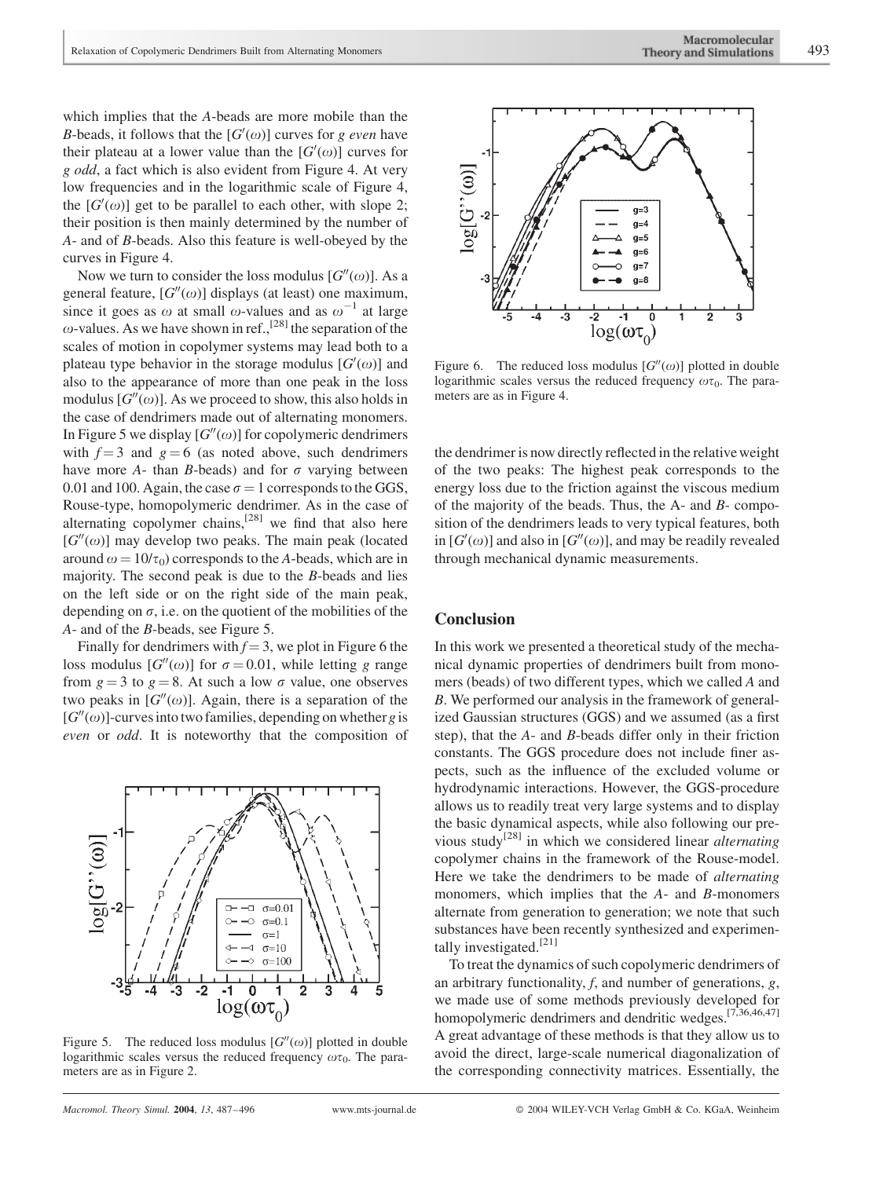which implies that the *A*-beads are more mobile than the *B*-beads, it follows that the $[G'(\omega)]$ curves for *g even* have their plateau at a lower value than the $[G'(\omega)]$ curves for *g odd*, a fact which is also evident from Figure 4. At very low frequencies and in the logarithmic scale of Figure 4, the $[G'(\omega)]$ get to be parallel to each other, with slope 2; their position is then mainly determined by the number of *A*- and of *B*-beads. Also this feature is well-obeyed by the curves in Figure 4.

Now we turn to consider the loss modulus $[G''(\omega)]$. As a general feature, $[G''(\omega)]$ displays (at least) one maximum, since it goes as $\omega$ at small $\omega$-values and as $\omega^{-1}$ at large $\omega$-values. As we have shown in ref.,[28] the separation of the scales of motion in copolymer systems may lead both to a plateau type behavior in the storage modulus $[G'(\omega)]$ and also to the appearance of more than one peak in the loss modulus $[G''(\omega)]$. As we proceed to show, this also holds in the case of dendrimers made out of alternating monomers. In Figure 5 we display $[G''(\omega)]$ for copolymeric dendrimers with $f = 3$ and $g = 6$ (as noted above, such dendrimers have more *A*- than *B*-beads) and for $\sigma$ varying between 0.01 and 100. Again, the case $\sigma = 1$ corresponds to the GGS, Rouse-type, homopolymeric dendrimer. As in the case of alternating copolymer chains,[28] we find that also here $[G''(\omega)]$ may develop two peaks. The main peak (located around $\omega = 10/\tau_0$) corresponds to the *A*-beads, which are in majority. The second peak is due to the *B*-beads and lies on the left side or on the right side of the main peak, depending on $\sigma$, i.e. on the quotient of the mobilities of the *A*- and of the *B*-beads, see Figure 5.

Finally for dendrimers with $f = 3$, we plot in Figure 6 the loss modulus $[G''(\omega)]$ for $\sigma = 0.01$, while letting *g* range from $g = 3$ to $g = 8$. At such a low $\sigma$ value, one observes two peaks in $[G''(\omega)]$. Again, there is a separation of the $[G''(\omega)]$-curves into two families, depending on whether *g* is *even* or *odd*. It is noteworthy that the composition of the dendrimer is now directly reflected in the relative weight of the two peaks: The highest peak corresponds to the energy loss due to the friction against the viscous medium of the majority of the beads. Thus, the A- and *B*- composition of the dendrimers leads to very typical features, both in $[G'(\omega)]$ and also in $[G''(\omega)]$, and may be readily revealed through mechanical dynamic measurements.

Figure 5. The reduced loss modulus $[G''(\omega)]$ plotted in double logarithmic scales versus the reduced frequency $\omega\tau_0$. The parameters are as in Figure 2.

Figure 6. The reduced loss modulus $[G''(\omega)]$ plotted in double logarithmic scales versus the reduced frequency $\omega\tau_0$. The parameters are as in Figure 4.

## Conclusion

In this work we presented a theoretical study of the mechanical dynamic properties of dendrimers built from monomers (beads) of two different types, which we called *A* and *B*. We performed our analysis in the framework of generalized Gaussian structures (GGS) and we assumed (as a first step), that the *A*- and *B*-beads differ only in their friction constants. The GGS procedure does not include finer aspects, such as the influence of the excluded volume or hydrodynamic interactions. However, the GGS-procedure allows us to readily treat very large systems and to display the basic dynamical aspects, while also following our previous study[28] in which we considered linear *alternating* copolymer chains in the framework of the Rouse-model. Here we take the dendrimers to be made of *alternating* monomers, which implies that the *A*- and *B*-monomers alternate from generation to generation; we note that such substances have been recently synthesized and experimentally investigated.[21]

To treat the dynamics of such copolymeric dendrimers of an arbitrary functionality, *f*, and number of generations, *g*, we made use of some methods previously developed for homopolymeric dendrimers and dendritic wedges.[7,36,46,47] A great advantage of these methods is that they allow us to avoid the direct, large-scale numerical diagonalization of the corresponding connectivity matrices. Essentially, the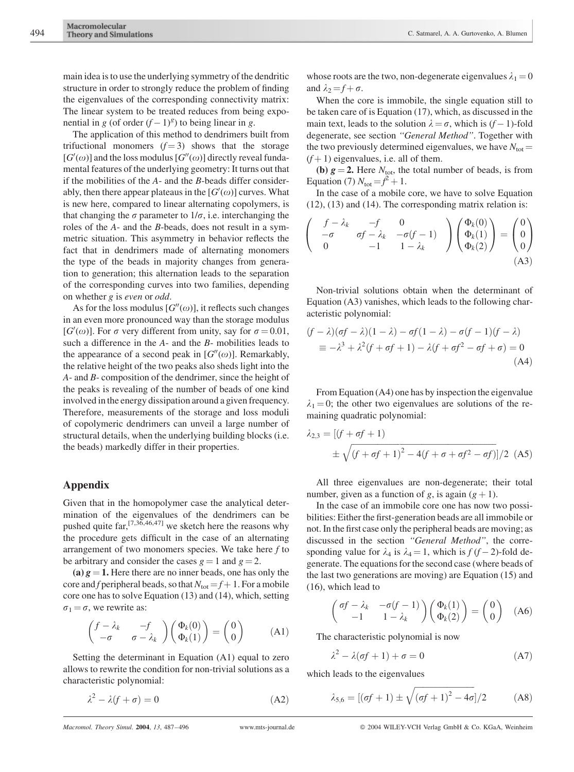main idea is to use the underlying symmetry of the dendritic structure in order to strongly reduce the problem of finding the eigenvalues of the corresponding connectivity matrix: The linear system to be treated reduces from being exponential in $g$ (of order $(f-1)^g$) to being linear in $g$.

The application of this method to dendrimers built from trifunctional monomers ($f=3$) shows that the storage $[G'(\omega)]$ and the loss modulus $[G''(\omega)]$ directly reveal fundamental features of the underlying geometry: It turns out that if the mobilities of the $A$- and the $B$-beads differ considerably, then there appear plateaus in the $[G'(\omega)]$ curves. What is new here, compared to linear alternating copolymers, is that changing the $\sigma$ parameter to $1/\sigma$, i.e. interchanging the roles of the $A$- and the $B$-beads, does not result in a symmetric situation. This asymmetry in behavior reflects the fact that in dendrimers made of alternating monomers the type of the beads in majority changes from generation to generation; this alternation leads to the separation of the corresponding curves into two families, depending on whether $g$ is *even* or *odd*.

As for the loss modulus $[G''(\omega)]$, it reflects such changes in an even more pronounced way than the storage modulus $[G'(\omega)]$. For $\sigma$ very different from unity, say for $\sigma = 0.01$, such a difference in the $A$- and the $B$- mobilities leads to the appearance of a second peak in $[G''(\omega)]$. Remarkably, the relative height of the two peaks also sheds light into the $A$- and $B$- composition of the dendrimer, since the height of the peaks is revealing of the number of beads of one kind involved in the energy dissipation around a given frequency. Therefore, measurements of the storage and loss moduli of copolymeric dendrimers can unveil a large number of structural details, when the underlying building blocks (i.e. the beads) markedly differ in their properties.

## Appendix

Given that in the homopolymer case the analytical determination of the eigenvalues of the dendrimers can be pushed quite far,[7,36,46,47] we sketch here the reasons why the procedure gets difficult in the case of an alternating arrangement of two monomers species. We take here $f$ to be arbitrary and consider the cases $g=1$ and $g=2$.

**(a) $g=1$.** Here there are no inner beads, one has only the core and $f$ peripheral beads, so that $N_{tot} = f+1$. For a mobile core one has to solve Equation (13) and (14), which, setting $\sigma_1 = \sigma$, we rewrite as:

$$\begin{pmatrix} f-\lambda_k & -f \\ -\sigma & \sigma-\lambda_k \end{pmatrix} \begin{pmatrix} \Phi_k(0) \\ \Phi_k(1) \end{pmatrix} = \begin{pmatrix} 0 \\ 0 \end{pmatrix} \tag{A1}$$

Setting the determinant in Equation (A1) equal to zero allows to rewrite the condition for non-trivial solutions as a characteristic polynomial:

$$\lambda^2 - \lambda(f+\sigma) = 0 \tag{A2}$$

whose roots are the two, non-degenerate eigenvalues $\lambda_1 = 0$ and $\lambda_2 = f + \sigma$.

When the core is immobile, the single equation still to be taken care of is Equation (17), which, as discussed in the main text, leads to the solution $\lambda = \sigma$, which is $(f-1)$-fold degenerate, see section *"General Method"*. Together with the two previously determined eigenvalues, we have $N_{tot} = (f+1)$ eigenvalues, i.e. all of them.

**(b) $g=2$.** Here $N_{tot}$, the total number of beads, is from Equation (7) $N_{tot} = f^2 + 1$.

In the case of a mobile core, we have to solve Equation (12), (13) and (14). The corresponding matrix relation is:

$$\begin{pmatrix} f-\lambda_k & -f & 0 \\ -\sigma & \sigma f-\lambda_k & -\sigma(f-1) \\ 0 & -1 & 1-\lambda_k \end{pmatrix} \begin{pmatrix} \Phi_k(0) \\ \Phi_k(1) \\ \Phi_k(2) \end{pmatrix} = \begin{pmatrix} 0 \\ 0 \\ 0 \end{pmatrix} \tag{A3}$$

Non-trivial solutions obtain when the determinant of Equation (A3) vanishes, which leads to the following characteristic polynomial:

$$\begin{aligned} &(f-\lambda)(\sigma f-\lambda)(1-\lambda) - \sigma f(1-\lambda) - \sigma(f-1)(f-\lambda) \\ &\quad \equiv -\lambda^3 + \lambda^2(f+\sigma f+1) - \lambda(f+\sigma f^2 - \sigma f + \sigma) = 0 \end{aligned} \tag{A4}$$

From Equation (A4) one has by inspection the eigenvalue $\lambda_1 = 0$; the other two eigenvalues are solutions of the remaining quadratic polynomial:

$$\lambda_{2,3} = \left[(f+\sigma f+1) \pm \sqrt{(f+\sigma f+1)^2 - 4(f+\sigma+\sigma f^2-\sigma f)}\right]/2 \tag{A5}$$

All three eigenvalues are non-degenerate; their total number, given as a function of $g$, is again $(g+1)$.

In the case of an immobile core one has now two possibilities: Either the first-generation beads are all immobile or not. In the first case only the peripheral beads are moving; as discussed in the section *"General Method"*, the corresponding value for $\lambda_4$ is $\lambda_4 = 1$, which is $f(f-2)$-fold degenerate. The equations for the second case (where beads of the last two generations are moving) are Equation (15) and (16), which lead to

$$\begin{pmatrix} \sigma f-\lambda_k & -\sigma(f-1) \\ -1 & 1-\lambda_k \end{pmatrix} \begin{pmatrix} \Phi_k(1) \\ \Phi_k(2) \end{pmatrix} = \begin{pmatrix} 0 \\ 0 \end{pmatrix} \tag{A6}$$

The characteristic polynomial is now

$$\lambda^2 - \lambda(\sigma f+1) + \sigma = 0 \tag{A7}$$

which leads to the eigenvalues

$$\lambda_{5,6} = \left[(\sigma f+1) \pm \sqrt{(\sigma f+1)^2 - 4\sigma}\right]/2 \tag{A8}$$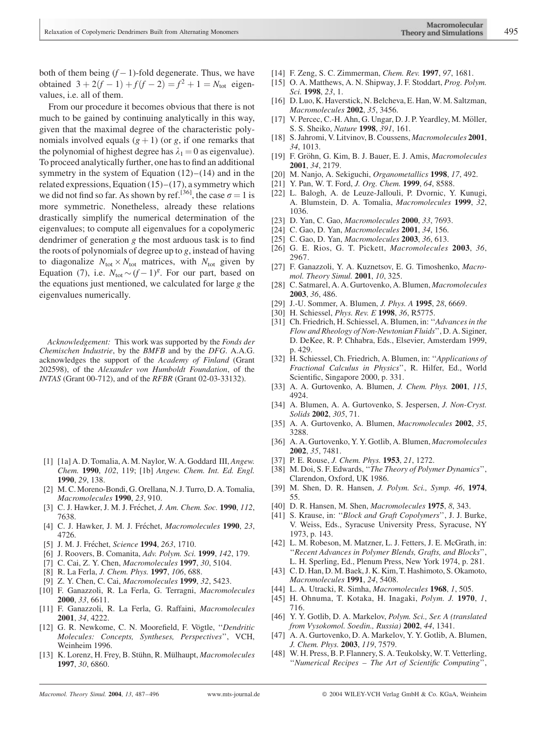both of them being $(f-1)$-fold degenerate. Thus, we have obtained $3+2(f-1)+f(f-2)=f^2+1=N_{\text{tot}}$ eigenvalues, i.e. all of them.

From our procedure it becomes obvious that there is not much to be gained by continuing analytically in this way, given that the maximal degree of the characteristic polynomials involved equals $(g+1)$ (or $g$, if one remarks that the polynomial of highest degree has $\lambda_1=0$ as eigenvalue). To proceed analytically further, one has to find an additional symmetry in the system of Equation (12)–(14) and in the related expressions, Equation (15)–(17), a symmetry which we did not find so far. As shown by ref.[36], the case $\sigma=1$ is more symmetric. Nonetheless, already these relations drastically simplify the numerical determination of the eigenvalues; to compute all eigenvalues for a copolymeric dendrimer of generation $g$ the most arduous task is to find the roots of polynomials of degree up to $g$, instead of having to diagonalize $N_{\text{tot}} \times N_{\text{tot}}$ matrices, with $N_{\text{tot}}$ given by Equation (7), i.e. $N_{\text{tot}} \sim (f-1)^g$. For our part, based on the equations just mentioned, we calculated for large $g$ the eigenvalues numerically.

*Acknowledgement:* This work was supported by the *Fonds der Chemischen Industrie*, by the *BMFB* and by the *DFG*. A.A.G. acknowledges the support of the *Academy of Finland* (Grant 202598), of the *Alexander von Humboldt Foundation*, of the *INTAS* (Grant 00-712), and of the *RFBR* (Grant 02-03-33132).

[1] [1a] A. D. Tomalia, A. M. Naylor, W. A. Goddard III, *Angew. Chem.* **1990**, *102*, 119; [1b] *Angew. Chem. Int. Ed. Engl.* **1990**, *29*, 138.
[2] M. C. Moreno-Bondi, G. Orellana, N. J. Turro, D. A. Tomalia, *Macromolecules* **1990**, *23*, 910.
[3] C. J. Hawker, J. M. J. Fréchet, *J. Am. Chem. Soc.* **1990**, *112*, 7638.
[4] C. J. Hawker, J. M. J. Fréchet, *Macromolecules* **1990**, *23*, 4726.
[5] J. M. J. Fréchet, *Science* **1994**, *263*, 1710.
[6] J. Roovers, B. Comanita, *Adv. Polym. Sci.* **1999**, *142*, 179.
[7] C. Cai, Z. Y. Chen, *Macromolecules* **1997**, *30*, 5104.
[8] R. La Ferla, *J. Chem. Phys.* **1997**, *106*, 688.
[9] Z. Y. Chen, C. Cai, *Macromolecules* **1999**, *32*, 5423.
[10] F. Ganazzoli, R. La Ferla, G. Terragni, *Macromolecules* **2000**, *33*, 6611.
[11] F. Ganazzoli, R. La Ferla, G. Raffaini, *Macromolecules* **2001**, *34*, 4222.
[12] G. R. Newkome, C. N. Moorefield, F. Vögtle, "*Dendritic Molecules: Concepts, Syntheses, Perspectives*", VCH, Weinheim 1996.
[13] K. Lorenz, H. Frey, B. Stühn, R. Mülhaupt, *Macromolecules* **1997**, *30*, 6860.
[14] F. Zeng, S. C. Zimmerman, *Chem. Rev.* **1997**, *97*, 1681.
[15] O. A. Matthews, A. N. Shipway, J. F. Stoddart, *Prog. Polym. Sci.* **1998**, *23*, 1.
[16] D. Luo, K. Haverstick, N. Belcheva, E. Han, W. M. Saltzman, *Macromolecules* **2002**, *35*, 3456.
[17] V. Percec, C.-H. Ahn, G. Ungar, D. J. P. Yeardley, M. Möller, S. S. Sheiko, *Nature* **1998**, *391*, 161.
[18] S. Jahromi, V. Litvinov, B. Coussens, *Macromolecules* **2001**, *34*, 1013.
[19] F. Gröhn, G. Kim, B. J. Bauer, E. J. Amis, *Macromolecules* **2001**, *34*, 2179.
[20] M. Nanjo, A. Sekiguchi, *Organometallics* **1998**, *17*, 492.
[21] Y. Pan, W. T. Ford, *J. Org. Chem.* **1999**, *64*, 8588.
[22] L. Balogh, A. de Leuze-Jallouli, P. Dvornic, Y. Kunugi, A. Blumstein, D. A. Tomalia, *Macromolecules* **1999**, *32*, 1036.
[23] D. Yan, C. Gao, *Macromolecules* **2000**, *33*, 7693.
[24] C. Gao, D. Yan, *Macromolecules* **2001**, *34*, 156.
[25] C. Gao, D. Yan, *Macromolecules* **2003**, *36*, 613.
[26] G. E. Rios, G. T. Pickett, *Macromolecules* **2003**, *36*, 2967.
[27] F. Ganazzoli, Y. A. Kuznetsov, E. G. Timoshenko, *Macromol. Theory Simul.* **2001**, *10*, 325.
[28] C. Satmarel, A. A. Gurtovenko, A. Blumen, *Macromolecules* **2003**, *36*, 486.
[29] J.-U. Sommer, A. Blumen, *J. Phys. A* **1995**, *28*, 6669.
[30] H. Schiessel, *Phys. Rev. E* **1998**, *36*, R5775.
[31] Ch. Friedrich, H. Schiessel, A. Blumen, in: "*Advances in the Flow and Rheology of Non-Newtonian Fluids*", D. A. Siginer, D. DeKee, R. P. Chhabra, Eds., Elsevier, Amsterdam 1999, p. 429.
[32] H. Schiessel, Ch. Friedrich, A. Blumen, in: "*Applications of Fractional Calculus in Physics*", R. Hilfer, Ed., World Scientific, Singapore 2000, p. 331.
[33] A. A. Gurtovenko, A. Blumen, *J. Chem. Phys.* **2001**, *115*, 4924.
[34] A. Blumen, A. A. Gurtovenko, S. Jespersen, *J. Non-Cryst. Solids* **2002**, *305*, 71.
[35] A. A. Gurtovenko, A. Blumen, *Macromolecules* **2002**, *35*, 3288.
[36] A. A. Gurtovenko, Y. Y. Gotlib, A. Blumen, *Macromolecules* **2002**, *35*, 7481.
[37] P. E. Rouse, *J. Chem. Phys.* **1953**, *21*, 1272.
[38] M. Doi, S. F. Edwards, "*The Theory of Polymer Dynamics*", Clarendon, Oxford, UK 1986.
[39] M. Shen, D. R. Hansen, *J. Polym. Sci., Symp. 46*, **1974**, 55.
[40] D. R. Hansen, M. Shen, *Macromolecules* **1975**, *8*, 343.
[41] S. Krause, in: "*Block and Graft Copolymers*", J. J. Burke, V. Weiss, Eds., Syracuse University Press, Syracuse, NY 1973, p. 143.
[42] L. M. Robeson, M. Matzner, L. J. Fetters, J. E. McGrath, in: "*Recent Advances in Polymer Blends, Grafts, and Blocks*", L. H. Sperling, Ed., Plenum Press, New York 1974, p. 281.
[43] C. D. Han, D. M. Baek, J. K. Kim, T. Hashimoto, S. Okamoto, *Macromolecules* **1991**, *24*, 5408.
[44] L. A. Utracki, R. Simha, *Macromolecules* **1968**, *1*, 505.
[45] H. Ohnuma, T. Kotaka, H. Inagaki, *Polym. J.* **1970**, *1*, 716.
[46] Y. Y. Gotlib, D. A. Markelov, *Polym. Sci., Ser. A (translated from Vysokomol. Soedin., Russia)* **2002**, *44*, 1341.
[47] A. A. Gurtovenko, D. A. Markelov, Y. Y. Gotlib, A. Blumen, *J. Chem. Phys.* **2003**, *119*, 7579.
[48] W. H. Press, B. P. Flannery, S. A. Teukolsky, W. T. Vetterling, "*Numerical Recipes – The Art of Scientific Computing*",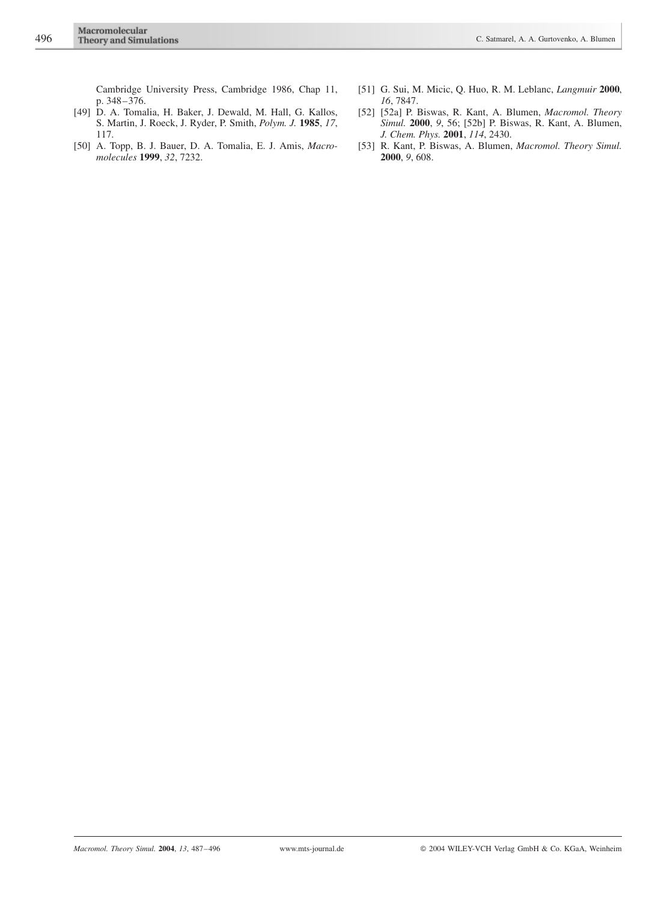Cambridge University Press, Cambridge 1986, Chap 11, p. 348–376.

[49] D. A. Tomalia, H. Baker, J. Dewald, M. Hall, G. Kallos, S. Martin, J. Roeck, J. Ryder, P. Smith, *Polym. J.* **1985**, *17*, 117.

[50] A. Topp, B. J. Bauer, D. A. Tomalia, E. J. Amis, *Macromolecules* **1999**, *32*, 7232.

[51] G. Sui, M. Micic, Q. Huo, R. M. Leblanc, *Langmuir* **2000**, *16*, 7847.

[52] [52a] P. Biswas, R. Kant, A. Blumen, *Macromol. Theory Simul.* **2000**, *9*, 56; [52b] P. Biswas, R. Kant, A. Blumen, *J. Chem. Phys.* **2001**, *114*, 2430.

[53] R. Kant, P. Biswas, A. Blumen, *Macromol. Theory Simul.* **2000**, *9*, 608.